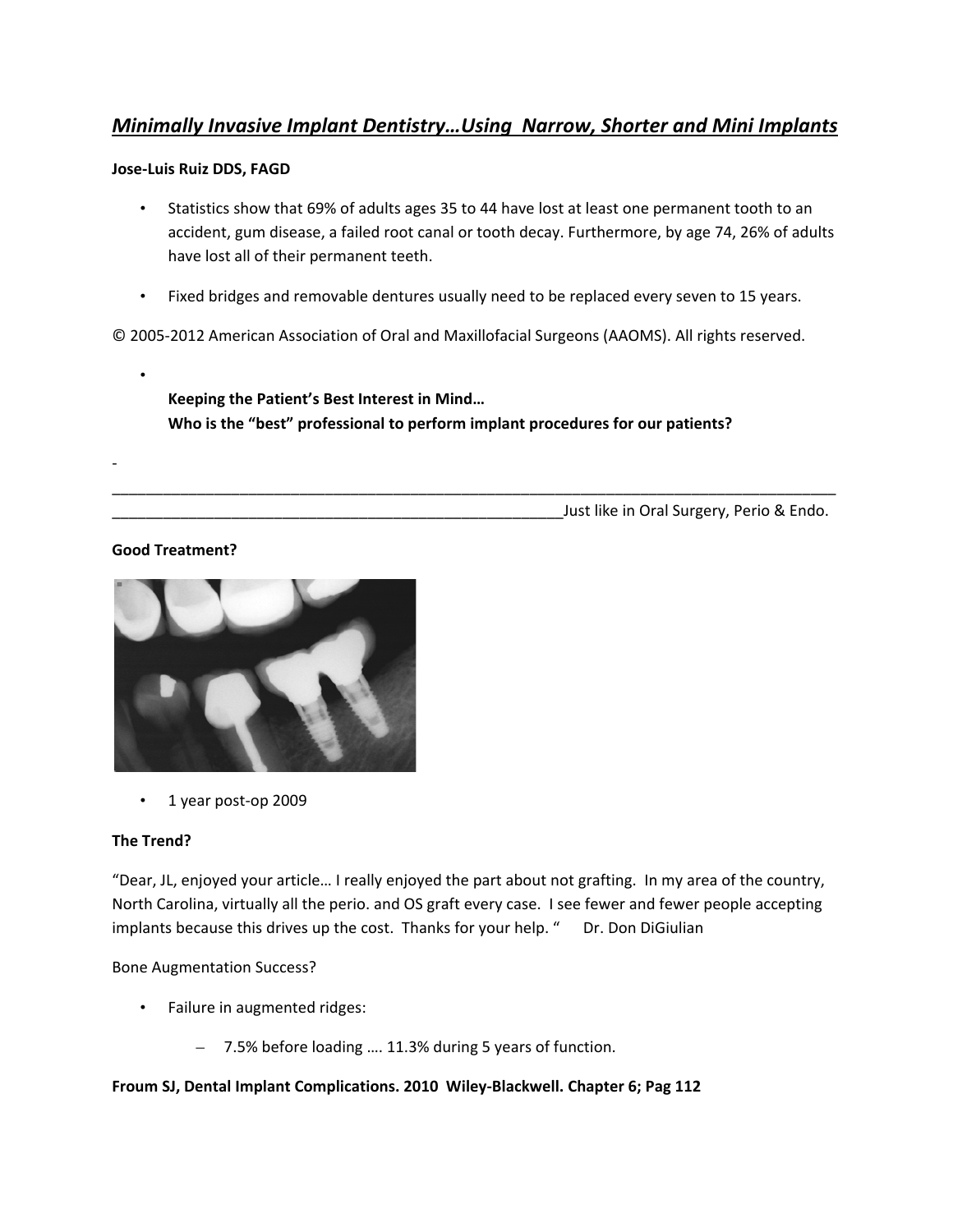# *Minimally Invasive Implant Dentistry…Using Narrow, Shorter and Mini Implants*

**Jose-Luis Ruiz DDS, FAGD**

- Statistics show that 69% of adults ages 35 to 44 have lost at least one permanent tooth to an accident, gum disease, a failed root canal or tooth decay. Furthermore, by age 74, 26% of adults have lost all of their permanent teeth.
- Fixed bridges and removable dentures usually need to be replaced every seven to 15 years.

© 2005-2012 American Association of Oral and Maxillofacial Surgeons (AAOMS). All rights reserved.

- **Keeping the Patient's Best Interest in Mind…**
  **Who is the "best" professional to perform implant procedures for our patients?**

-
_______________________________________________________________________________________
______________________________________________________Just like in Oral Surgery, Perio & Endo.

**Good Treatment?**

- 1 year post-op 2009

**The Trend?**

"Dear, JL, enjoyed your article… I really enjoyed the part about not grafting. In my area of the country, North Carolina, virtually all the perio. and OS graft every case. I see fewer and fewer people accepting implants because this drives up the cost. Thanks for your help. " Dr. Don DiGiulian

Bone Augmentation Success?

- Failure in augmented ridges:
  - 7.5% before loading …. 11.3% during 5 years of function.

**Froum SJ, Dental Implant Complications. 2010 Wiley-Blackwell. Chapter 6; Pag 112**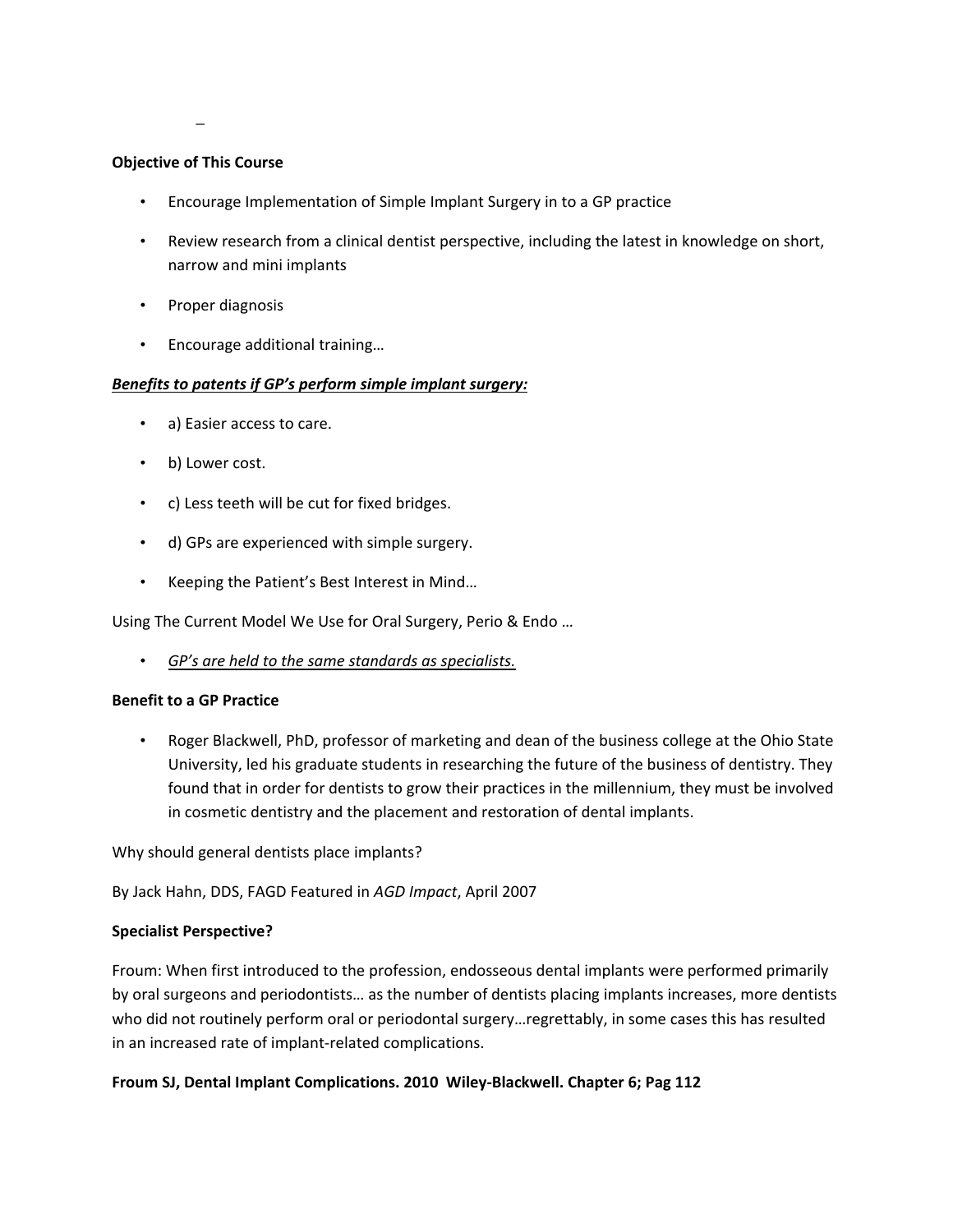–

**Objective of This Course**

- Encourage Implementation of Simple Implant Surgery in to a GP practice
- Review research from a clinical dentist perspective, including the latest in knowledge on short, narrow and mini implants
- Proper diagnosis
- Encourage additional training…

***<u>Benefits to patents if GP's perform simple implant surgery:</u>***

- a) Easier access to care.
- b) Lower cost.
- c) Less teeth will be cut for fixed bridges.
- d) GPs are experienced with simple surgery.
- Keeping the Patient's Best Interest in Mind…

Using The Current Model We Use for Oral Surgery, Perio & Endo …

- *<u>GP's are held to the same standards as specialists.</u>*

**Benefit to a GP Practice**

- Roger Blackwell, PhD, professor of marketing and dean of the business college at the Ohio State University, led his graduate students in researching the future of the business of dentistry. They found that in order for dentists to grow their practices in the millennium, they must be involved in cosmetic dentistry and the placement and restoration of dental implants.

Why should general dentists place implants?

By Jack Hahn, DDS, FAGD Featured in *AGD Impact*, April 2007

**Specialist Perspective?**

Froum: When first introduced to the profession, endosseous dental implants were performed primarily by oral surgeons and periodontists… as the number of dentists placing implants increases, more dentists who did not routinely perform oral or periodontal surgery…regrettably, in some cases this has resulted in an increased rate of implant-related complications.

**Froum SJ, Dental Implant Complications. 2010 Wiley-Blackwell. Chapter 6; Pag 112**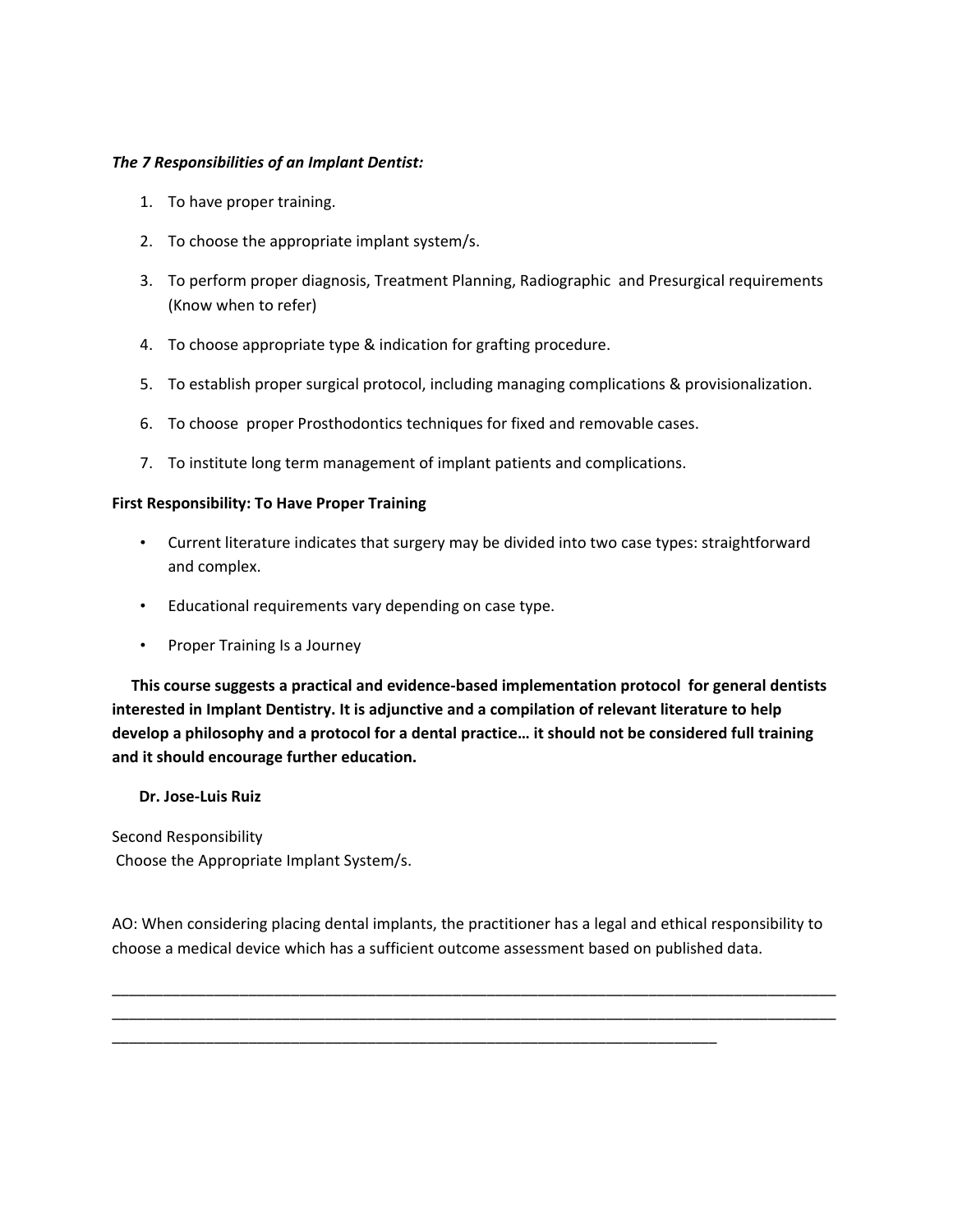***The 7 Responsibilities of an Implant Dentist:***

1. To have proper training.
2. To choose the appropriate implant system/s.
3. To perform proper diagnosis, Treatment Planning, Radiographic and Presurgical requirements (Know when to refer)
4. To choose appropriate type & indication for grafting procedure.
5. To establish proper surgical protocol, including managing complications & provisionalization.
6. To choose proper Prosthodontics techniques for fixed and removable cases.
7. To institute long term management of implant patients and complications.

**First Responsibility: To Have Proper Training**

- Current literature indicates that surgery may be divided into two case types: straightforward and complex.
- Educational requirements vary depending on case type.
- Proper Training Is a Journey

**This course suggests a practical and evidence-based implementation protocol for general dentists interested in Implant Dentistry. It is adjunctive and a compilation of relevant literature to help develop a philosophy and a protocol for a dental practice… it should not be considered full training and it should encourage further education.**

**Dr. Jose-Luis Ruiz**

Second Responsibility
Choose the Appropriate Implant System/s.

AO: When considering placing dental implants, the practitioner has a legal and ethical responsibility to choose a medical device which has a sufficient outcome assessment based on published data.

\_\_\_\_\_\_\_\_\_\_\_\_\_\_\_\_\_\_\_\_\_\_\_\_\_\_\_\_\_\_\_\_\_\_\_\_\_\_\_\_\_\_\_\_\_\_\_\_\_\_\_\_\_\_\_\_\_\_\_\_\_\_\_\_\_\_\_\_\_\_\_\_\_\_\_\_\_\_\_\_\_\_
\_\_\_\_\_\_\_\_\_\_\_\_\_\_\_\_\_\_\_\_\_\_\_\_\_\_\_\_\_\_\_\_\_\_\_\_\_\_\_\_\_\_\_\_\_\_\_\_\_\_\_\_\_\_\_\_\_\_\_\_\_\_\_\_\_\_\_\_\_\_\_\_\_\_\_\_\_\_\_\_\_\_
\_\_\_\_\_\_\_\_\_\_\_\_\_\_\_\_\_\_\_\_\_\_\_\_\_\_\_\_\_\_\_\_\_\_\_\_\_\_\_\_\_\_\_\_\_\_\_\_\_\_\_\_\_\_\_\_\_\_\_\_\_\_\_\_\_\_\_\_\_\_\_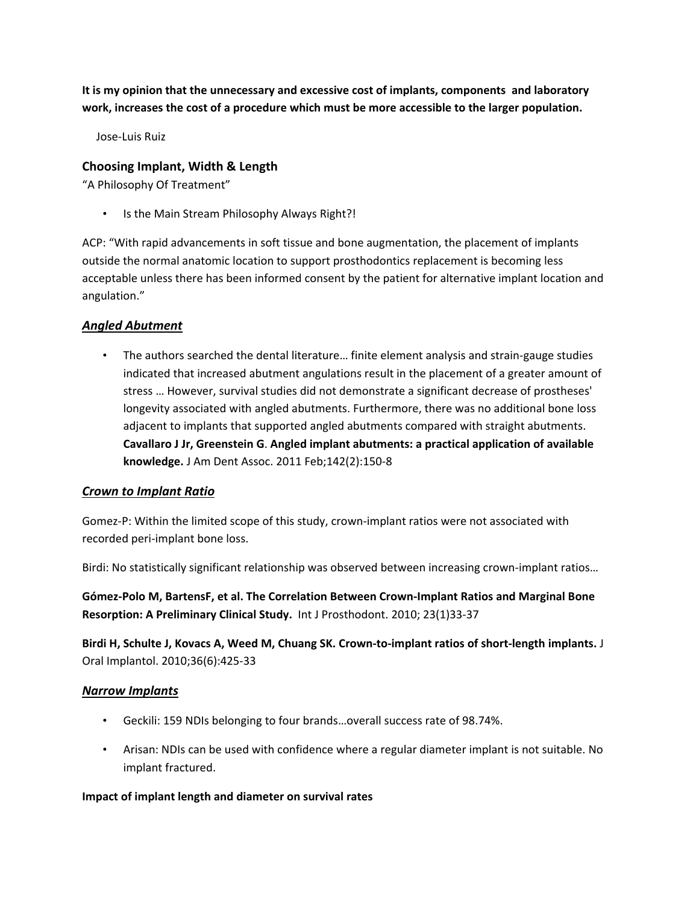**It is my opinion that the unnecessary and excessive cost of implants, components and laboratory work, increases the cost of a procedure which must be more accessible to the larger population.**

Jose-Luis Ruiz

## Choosing Implant, Width & Length

"A Philosophy Of Treatment"

- Is the Main Stream Philosophy Always Right?!

ACP: "With rapid advancements in soft tissue and bone augmentation, the placement of implants outside the normal anatomic location to support prosthodontics replacement is becoming less acceptable unless there has been informed consent by the patient for alternative implant location and angulation."

### ***Angled Abutment***

- The authors searched the dental literature… finite element analysis and strain-gauge studies indicated that increased abutment angulations result in the placement of a greater amount of stress … However, survival studies did not demonstrate a significant decrease of prostheses' longevity associated with angled abutments. Furthermore, there was no additional bone loss adjacent to implants that supported angled abutments compared with straight abutments. **Cavallaro J Jr, Greenstein G**. **Angled implant abutments: a practical application of available knowledge.** J Am Dent Assoc. 2011 Feb;142(2):150-8

### ***Crown to Implant Ratio***

Gomez-P: Within the limited scope of this study, crown-implant ratios were not associated with recorded peri-implant bone loss.

Birdi: No statistically significant relationship was observed between increasing crown-implant ratios…

**Gómez-Polo M, BartensF, et al. The Correlation Between Crown-Implant Ratios and Marginal Bone Resorption: A Preliminary Clinical Study.** Int J Prosthodont. 2010; 23(1)33-37

**Birdi H, Schulte J, Kovacs A, Weed M, Chuang SK. Crown-to-implant ratios of short-length implants.** J Oral Implantol. 2010;36(6):425-33

### ***Narrow Implants***

- Geckili: 159 NDIs belonging to four brands…overall success rate of 98.74%.
- Arisan: NDIs can be used with confidence where a regular diameter implant is not suitable. No implant fractured.

**Impact of implant length and diameter on survival rates**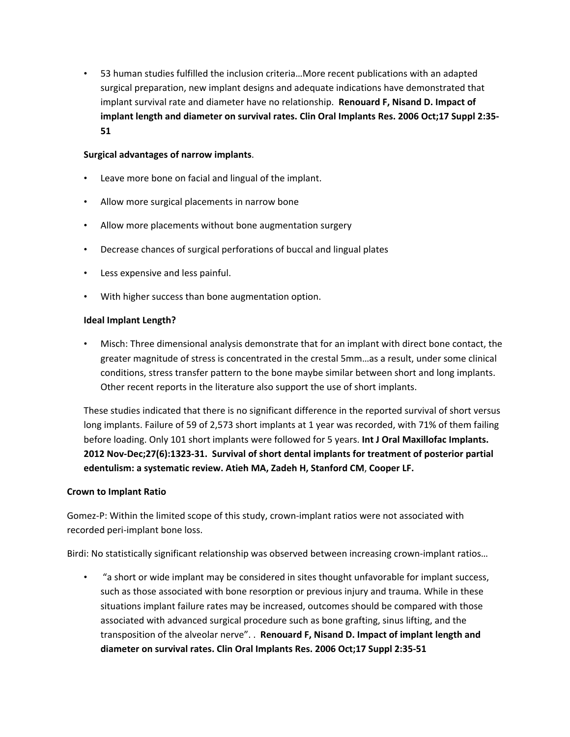- 53 human studies fulfilled the inclusion criteria…More recent publications with an adapted surgical preparation, new implant designs and adequate indications have demonstrated that implant survival rate and diameter have no relationship. **Renouard F, Nisand D. Impact of implant length and diameter on survival rates. Clin Oral Implants Res. 2006 Oct;17 Suppl 2:35-51**

**Surgical advantages of narrow implants**.

- Leave more bone on facial and lingual of the implant.
- Allow more surgical placements in narrow bone
- Allow more placements without bone augmentation surgery
- Decrease chances of surgical perforations of buccal and lingual plates
- Less expensive and less painful.
- With higher success than bone augmentation option.

**Ideal Implant Length?**

- Misch: Three dimensional analysis demonstrate that for an implant with direct bone contact, the greater magnitude of stress is concentrated in the crestal 5mm…as a result, under some clinical conditions, stress transfer pattern to the bone maybe similar between short and long implants. Other recent reports in the literature also support the use of short implants.

These studies indicated that there is no significant difference in the reported survival of short versus long implants. Failure of 59 of 2,573 short implants at 1 year was recorded, with 71% of them failing before loading. Only 101 short implants were followed for 5 years. **Int J Oral Maxillofac Implants. 2012 Nov-Dec;27(6):1323-31. Survival of short dental implants for treatment of posterior partial edentulism: a systematic review. Atieh MA, Zadeh H, Stanford CM, Cooper LF.**

**Crown to Implant Ratio**

Gomez-P: Within the limited scope of this study, crown-implant ratios were not associated with recorded peri-implant bone loss.

Birdi: No statistically significant relationship was observed between increasing crown-implant ratios…

- "a short or wide implant may be considered in sites thought unfavorable for implant success, such as those associated with bone resorption or previous injury and trauma. While in these situations implant failure rates may be increased, outcomes should be compared with those associated with advanced surgical procedure such as bone grafting, sinus lifting, and the transposition of the alveolar nerve". . **Renouard F, Nisand D. Impact of implant length and diameter on survival rates. Clin Oral Implants Res. 2006 Oct;17 Suppl 2:35-51**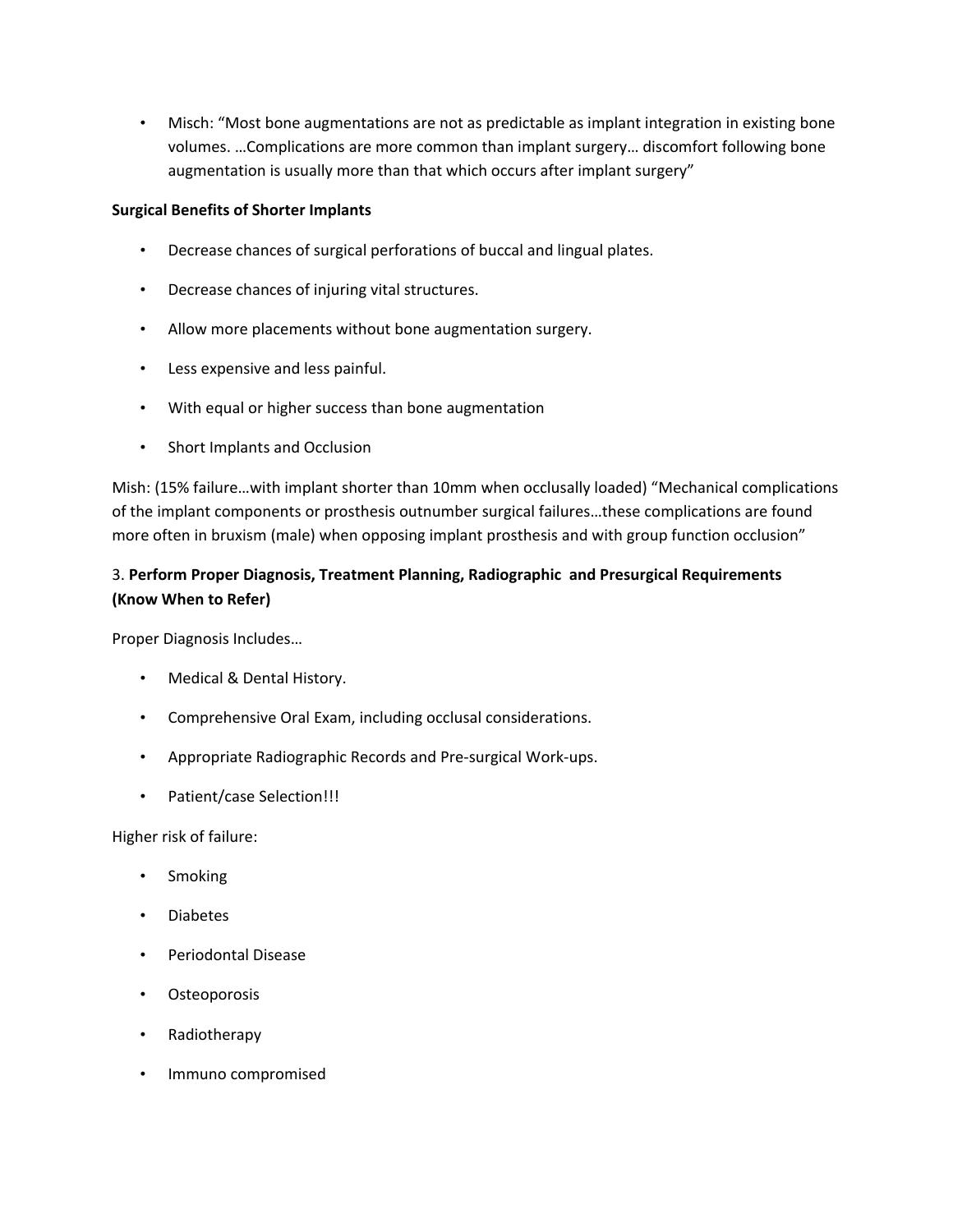- Misch: “Most bone augmentations are not as predictable as implant integration in existing bone volumes. …Complications are more common than implant surgery… discomfort following bone augmentation is usually more than that which occurs after implant surgery”

**Surgical Benefits of Shorter Implants**

- Decrease chances of surgical perforations of buccal and lingual plates.
- Decrease chances of injuring vital structures.
- Allow more placements without bone augmentation surgery.
- Less expensive and less painful.
- With equal or higher success than bone augmentation
- Short Implants and Occlusion

Mish: (15% failure…with implant shorter than 10mm when occlusally loaded) “Mechanical complications of the implant components or prosthesis outnumber surgical failures…these complications are found more often in bruxism (male) when opposing implant prosthesis and with group function occlusion”

3. **Perform Proper Diagnosis, Treatment Planning, Radiographic and Presurgical Requirements (Know When to Refer)**

Proper Diagnosis Includes…

- Medical & Dental History.
- Comprehensive Oral Exam, including occlusal considerations.
- Appropriate Radiographic Records and Pre-surgical Work-ups.
- Patient/case Selection!!!

Higher risk of failure:

- Smoking
- Diabetes
- Periodontal Disease
- Osteoporosis
- Radiotherapy
- Immuno compromised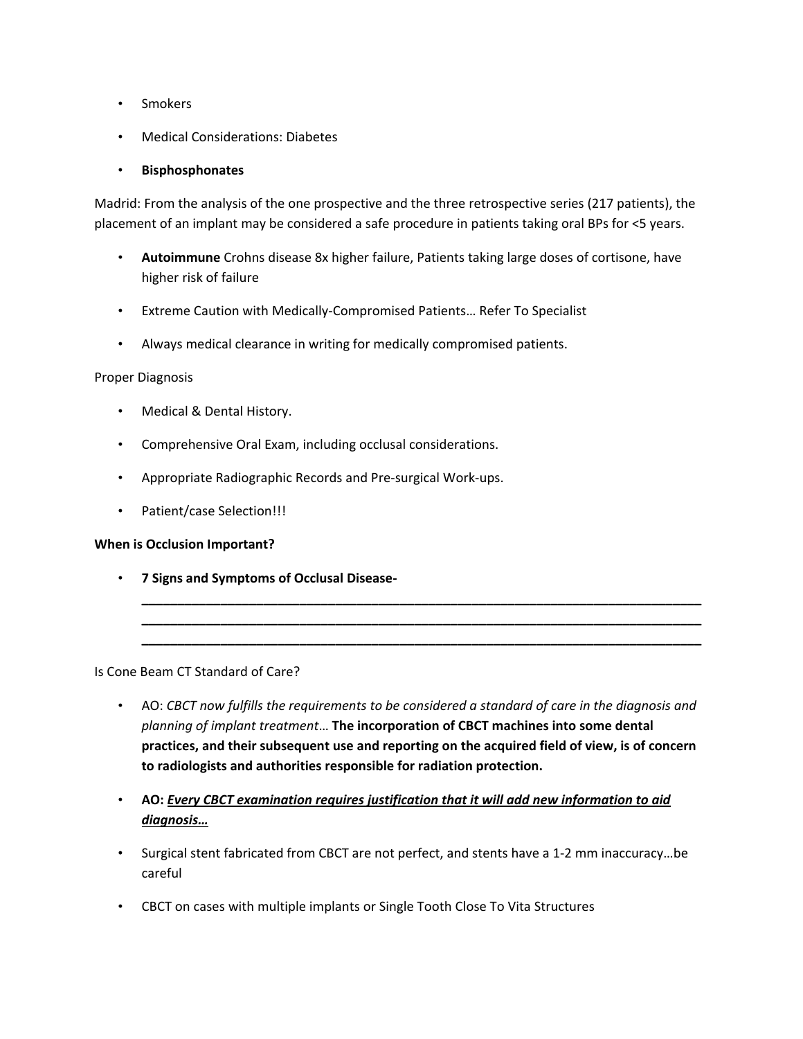- Smokers
- Medical Considerations: Diabetes
- **Bisphosphonates**

Madrid: From the analysis of the one prospective and the three retrospective series (217 patients), the placement of an implant may be considered a safe procedure in patients taking oral BPs for <5 years.

- **Autoimmune** Crohns disease 8x higher failure, Patients taking large doses of cortisone, have higher risk of failure
- Extreme Caution with Medically-Compromised Patients… Refer To Specialist
- Always medical clearance in writing for medically compromised patients.

Proper Diagnosis

- Medical & Dental History.
- Comprehensive Oral Exam, including occlusal considerations.
- Appropriate Radiographic Records and Pre-surgical Work-ups.
- Patient/case Selection!!!

**When is Occlusion Important?**

- **7 Signs and Symptoms of Occlusal Disease-** ______________________________________________________________________________
______________________________________________________________________________
______________________________________________________________________________

Is Cone Beam CT Standard of Care?

- AO: *CBCT now fulfills the requirements to be considered a standard of care in the diagnosis and planning of implant treatment*… **The incorporation of CBCT machines into some dental practices, and their subsequent use and reporting on the acquired field of view, is of concern to radiologists and authorities responsible for radiation protection.**
- **AO: *<u>Every CBCT examination requires justification that it will add new information to aid diagnosis…</u>***
- Surgical stent fabricated from CBCT are not perfect, and stents have a 1-2 mm inaccuracy…be careful
- CBCT on cases with multiple implants or Single Tooth Close To Vita Structures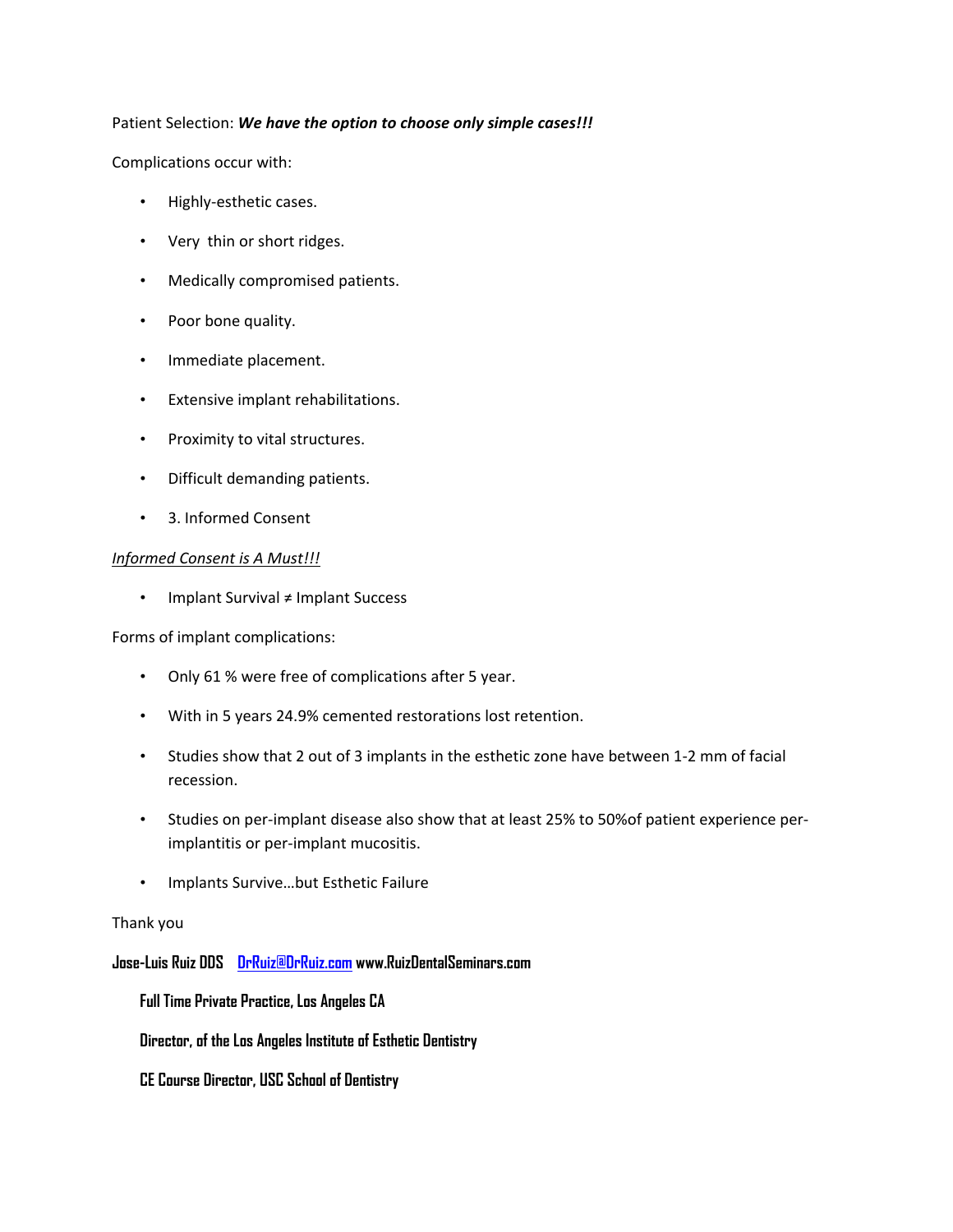Patient Selection: ***We have the option to choose only simple cases!!!***

Complications occur with:

- Highly-esthetic cases.
- Very  thin or short ridges.
- Medically compromised patients.
- Poor bone quality.
- Immediate placement.
- Extensive implant rehabilitations.
- Proximity to vital structures.
- Difficult demanding patients.
- 3. Informed Consent

*Informed Consent is A Must!!!*

- Implant Survival ≠ Implant Success

Forms of implant complications:

- Only 61 % were free of complications after 5 year.
- With in 5 years 24.9% cemented restorations lost retention.
- Studies show that 2 out of 3 implants in the esthetic zone have between 1-2 mm of facial recession.
- Studies on per-implant disease also show that at least 25% to 50%of patient experience per-implantitis or per-implant mucositis.
- Implants Survive…but Esthetic Failure

Thank you

**Jose-Luis Ruiz DDS    DrRuiz@DrRuiz.com www.RuizDentalSeminars.com**

**Full Time Private Practice, Los Angeles CA**

**Director, of the Los Angeles Institute of Esthetic Dentistry**

**CE Course Director, USC School of Dentistry**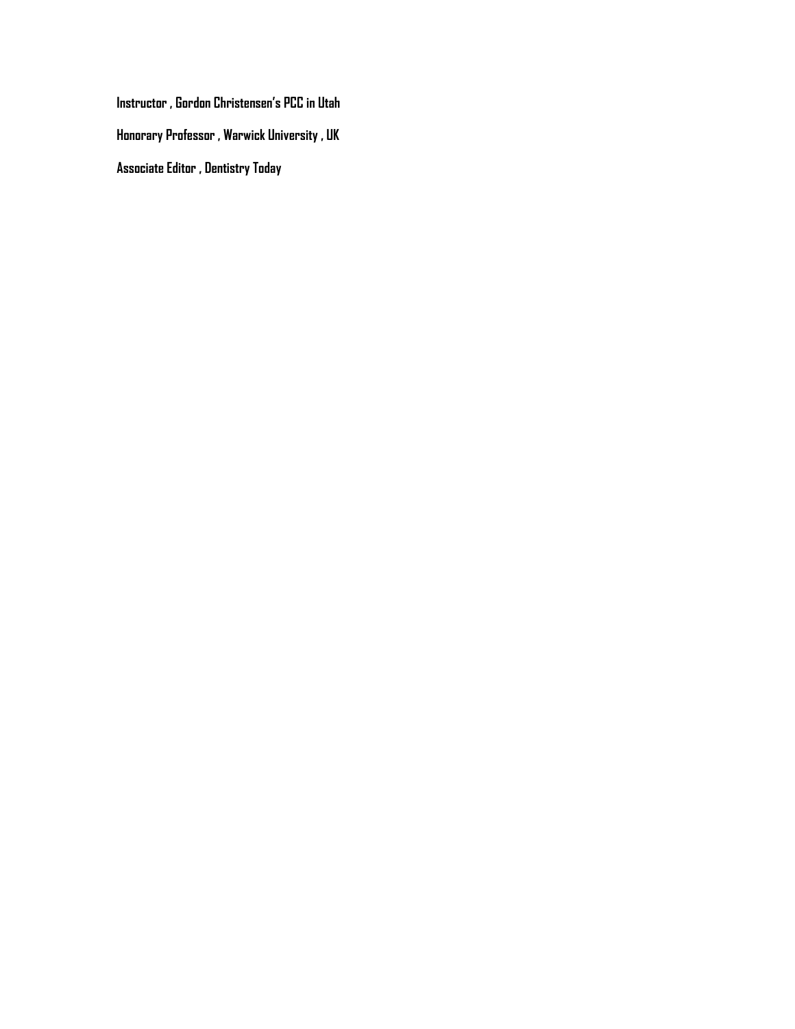**Instructor , Gordon Christensen's PCC in Utah**

**Honorary Professor , Warwick University , UK**

**Associate Editor , Dentistry Today**